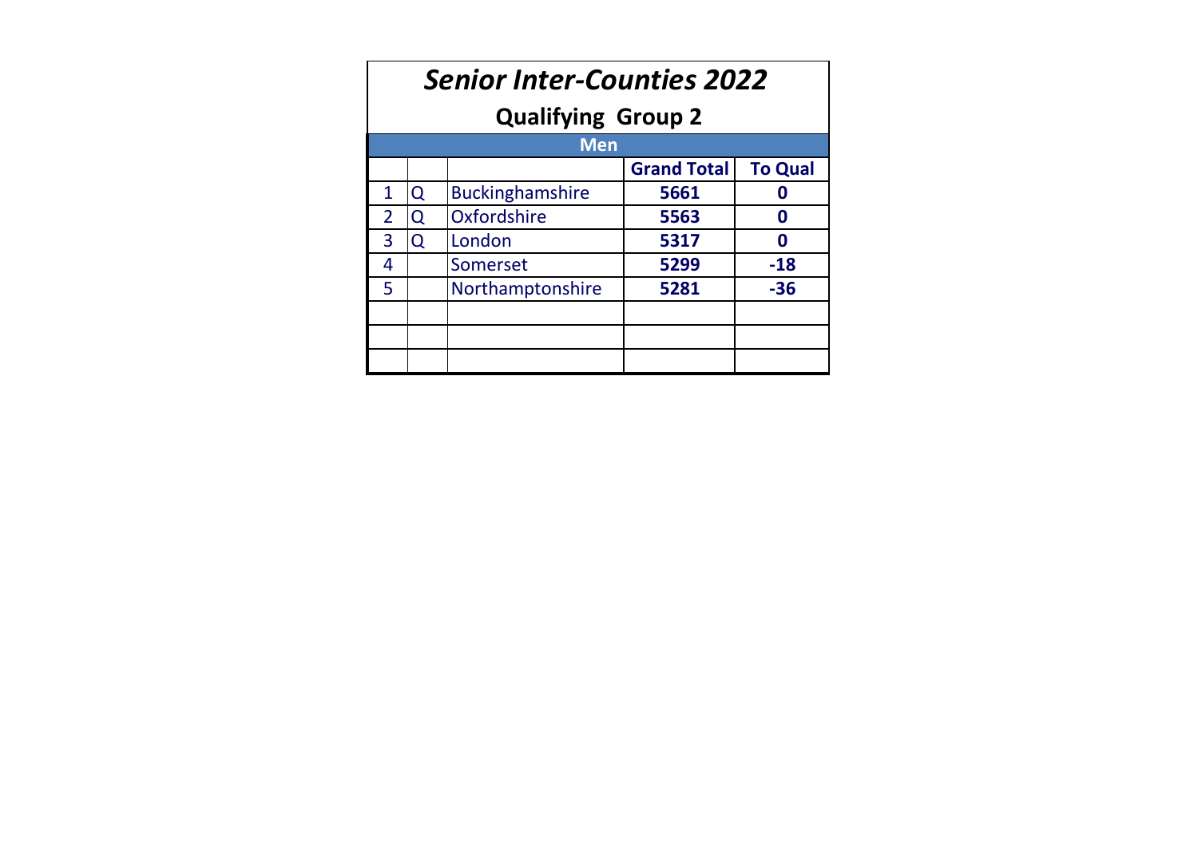# *Senior Inter-Counties 2022*

## Qualifying Group 2

| Men | | | | |
|---|---|---|---|---|
| | | | **Grand Total** | **To Qual** |
| 1 | Q | Buckinghamshire | **5661** | **0** |
| 2 | Q | Oxfordshire | **5563** | **0** |
| 3 | Q | London | **5317** | **0** |
| 4 | | Somerset | **5299** | **-18** |
| 5 | | Northamptonshire | **5281** | **-36** |
| | | | | |
| | | | | |
| | | | | |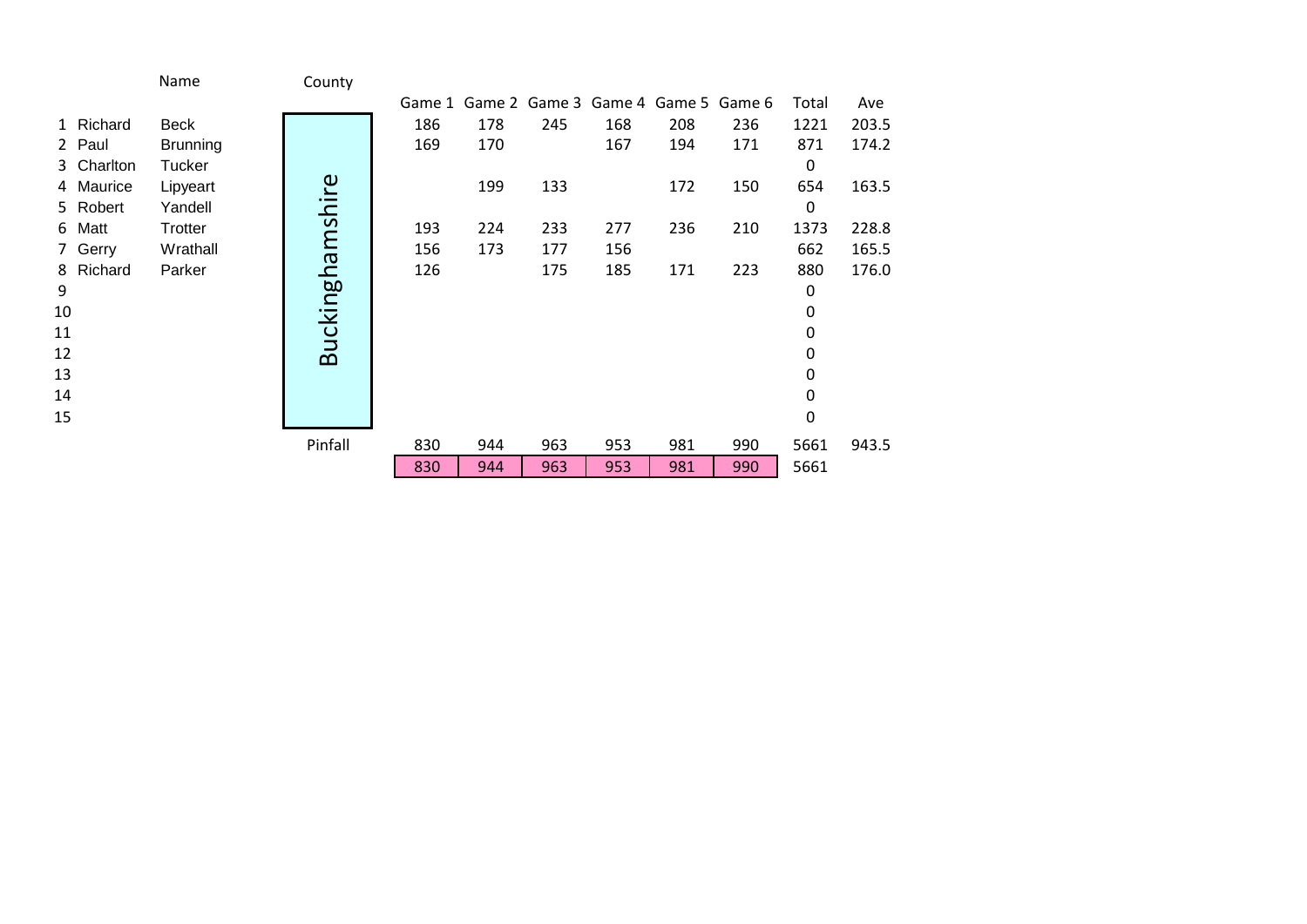| # | Name | | County | Game 1 | Game 2 | Game 3 | Game 4 | Game 5 | Game 6 | Total | Ave |
|---|---|---|---|---|---|---|---|---|---|---|---|
| 1 | Richard | Beck | Buckinghamshire | 186 | 178 | 245 | 168 | 208 | 236 | 1221 | 203.5 |
| 2 | Paul | Brunning | | 169 | 170 | | 167 | 194 | 171 | 871 | 174.2 |
| 3 | Charlton | Tucker | | | | | | | | 0 | |
| 4 | Maurice | Lipyeart | | | 199 | 133 | | 172 | 150 | 654 | 163.5 |
| 5 | Robert | Yandell | | | | | | | | 0 | |
| 6 | Matt | Trotter | | 193 | 224 | 233 | 277 | 236 | 210 | 1373 | 228.8 |
| 7 | Gerry | Wrathall | | 156 | 173 | 177 | 156 | | | 662 | 165.5 |
| 8 | Richard | Parker | | 126 | | 175 | 185 | 171 | 223 | 880 | 176.0 |
| 9 | | | | | | | | | | 0 | |
| 10 | | | | | | | | | | 0 | |
| 11 | | | | | | | | | | 0 | |
| 12 | | | | | | | | | | 0 | |
| 13 | | | | | | | | | | 0 | |
| 14 | | | | | | | | | | 0 | |
| 15 | | | | | | | | | | 0 | |
| | | | Pinfall | 830 | 944 | 963 | 953 | 981 | 990 | 5661 | 943.5 |
| | | | | 830 | 944 | 963 | 953 | 981 | 990 | 5661 | |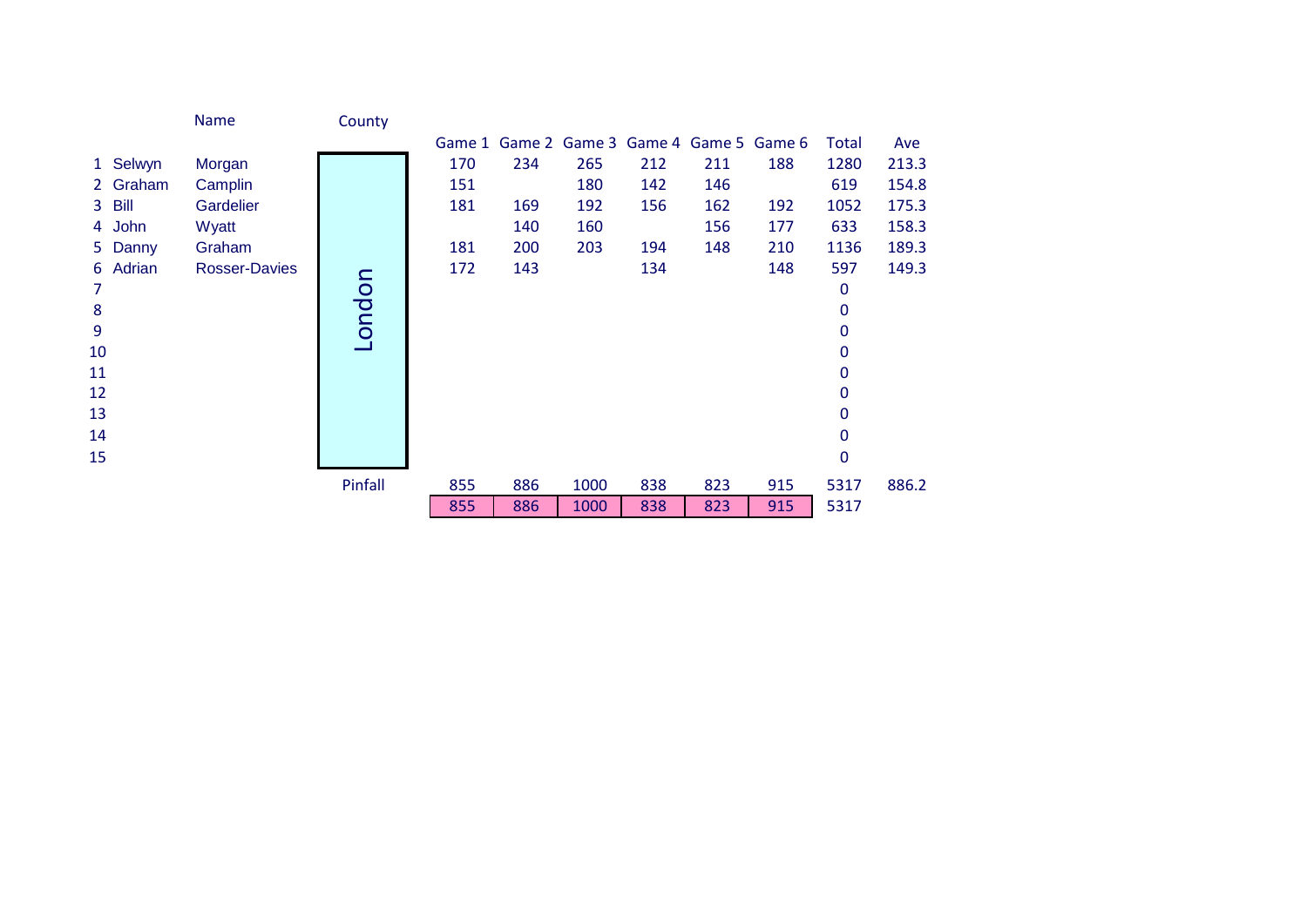| # | Name | | County | Game 1 | Game 2 | Game 3 | Game 4 | Game 5 | Game 6 | Total | Ave |
|---|---|---|---|---|---|---|---|---|---|---|---|
| 1 | Selwyn | Morgan | London | 170 | 234 | 265 | 212 | 211 | 188 | 1280 | 213.3 |
| 2 | Graham | Camplin | | 151 | | 180 | 142 | 146 | | 619 | 154.8 |
| 3 | Bill | Gardelier | | 181 | 169 | 192 | 156 | 162 | 192 | 1052 | 175.3 |
| 4 | John | Wyatt | | | 140 | 160 | | 156 | 177 | 633 | 158.3 |
| 5 | Danny | Graham | | 181 | 200 | 203 | 194 | 148 | 210 | 1136 | 189.3 |
| 6 | Adrian | Rosser-Davies | | 172 | 143 | | 134 | | 148 | 597 | 149.3 |
| 7 | | | | | | | | | | 0 | |
| 8 | | | | | | | | | | 0 | |
| 9 | | | | | | | | | | 0 | |
| 10 | | | | | | | | | | 0 | |
| 11 | | | | | | | | | | 0 | |
| 12 | | | | | | | | | | 0 | |
| 13 | | | | | | | | | | 0 | |
| 14 | | | | | | | | | | 0 | |
| 15 | | | | | | | | | | 0 | |
| | | | Pinfall | 855 | 886 | 1000 | 838 | 823 | 915 | 5317 | 886.2 |
| | | | | 855 | 886 | 1000 | 838 | 823 | 915 | 5317 | |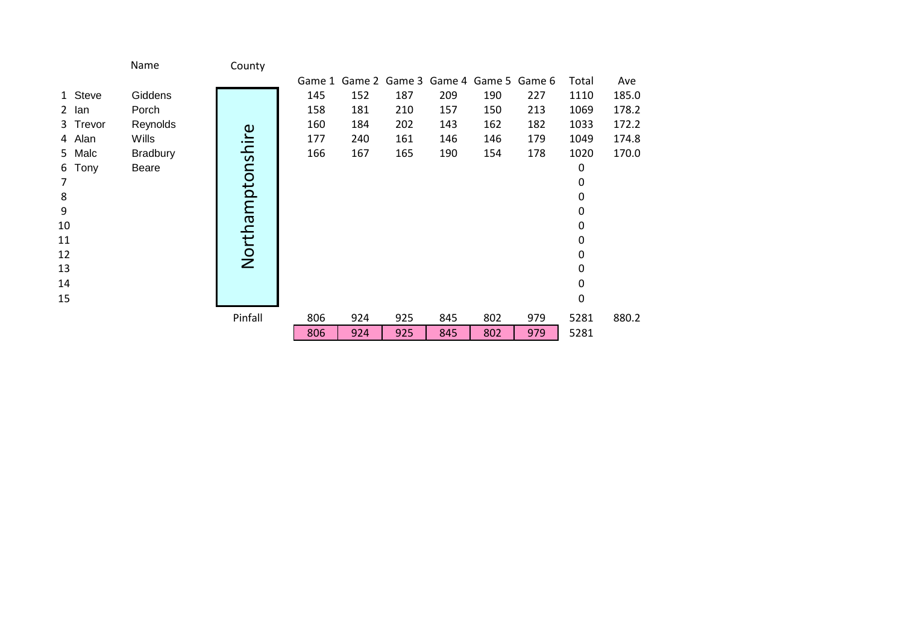| | | Name | County | Game 1 | Game 2 | Game 3 | Game 4 | Game 5 | Game 6 | Total | Ave |
|---|---|---|---|---|---|---|---|---|---|---|---|
| 1 | Steve | Giddens | Northamptonshire | 145 | 152 | 187 | 209 | 190 | 227 | 1110 | 185.0 |
| 2 | Ian | Porch | | 158 | 181 | 210 | 157 | 150 | 213 | 1069 | 178.2 |
| 3 | Trevor | Reynolds | | 160 | 184 | 202 | 143 | 162 | 182 | 1033 | 172.2 |
| 4 | Alan | Wills | | 177 | 240 | 161 | 146 | 146 | 179 | 1049 | 174.8 |
| 5 | Malc | Bradbury | | 166 | 167 | 165 | 190 | 154 | 178 | 1020 | 170.0 |
| 6 | Tony | Beare | | | | | | | | 0 | |
| 7 | | | | | | | | | | 0 | |
| 8 | | | | | | | | | | 0 | |
| 9 | | | | | | | | | | 0 | |
| 10 | | | | | | | | | | 0 | |
| 11 | | | | | | | | | | 0 | |
| 12 | | | | | | | | | | 0 | |
| 13 | | | | | | | | | | 0 | |
| 14 | | | | | | | | | | 0 | |
| 15 | | | | | | | | | | 0 | |
| | | | Pinfall | 806 | 924 | 925 | 845 | 802 | 979 | 5281 | 880.2 |
| | | | | 806 | 924 | 925 | 845 | 802 | 979 | 5281 | |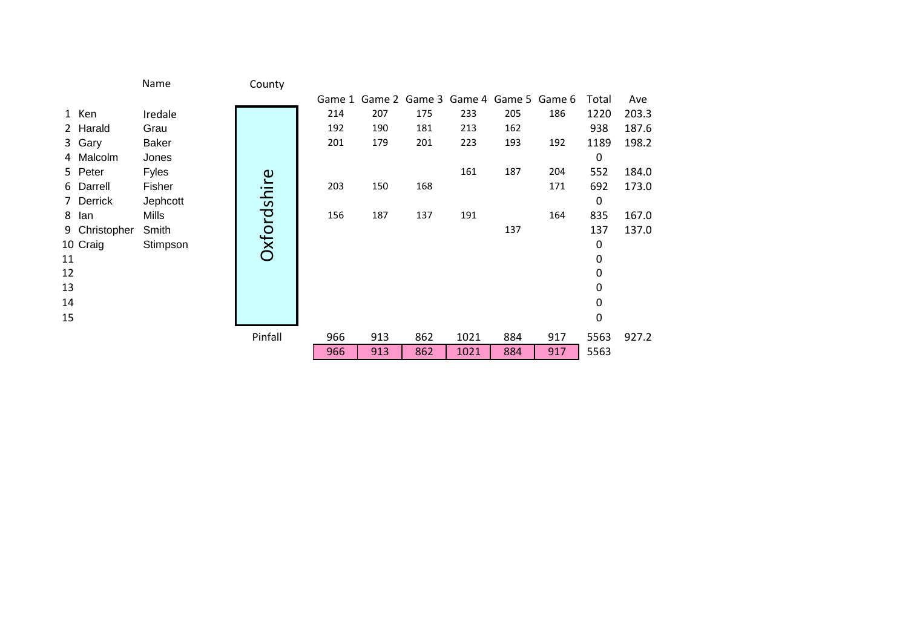| # | Name | | County | Game 1 | Game 2 | Game 3 | Game 4 | Game 5 | Game 6 | Total | Ave |
|---|---|---|---|---|---|---|---|---|---|---|---|
| 1 | Ken | Iredale | Oxfordshire | 214 | 207 | 175 | 233 | 205 | 186 | 1220 | 203.3 |
| 2 | Harald | Grau | | 192 | 190 | 181 | 213 | 162 | | 938 | 187.6 |
| 3 | Gary | Baker | | 201 | 179 | 201 | 223 | 193 | 192 | 1189 | 198.2 |
| 4 | Malcolm | Jones | | | | | | | | 0 | |
| 5 | Peter | Fyles | | | | | 161 | 187 | 204 | 552 | 184.0 |
| 6 | Darrell | Fisher | | 203 | 150 | 168 | | | 171 | 692 | 173.0 |
| 7 | Derrick | Jephcott | | | | | | | | 0 | |
| 8 | Ian | Mills | | 156 | 187 | 137 | 191 | | 164 | 835 | 167.0 |
| 9 | Christopher | Smith | | | | | | 137 | | 137 | 137.0 |
| 10 | Craig | Stimpson | | | | | | | | 0 | |
| 11 | | | | | | | | | | 0 | |
| 12 | | | | | | | | | | 0 | |
| 13 | | | | | | | | | | 0 | |
| 14 | | | | | | | | | | 0 | |
| 15 | | | | | | | | | | 0 | |
| | | | Pinfall | 966 | 913 | 862 | 1021 | 884 | 917 | 5563 | 927.2 |
| | | | | 966 | 913 | 862 | 1021 | 884 | 917 | 5563 | |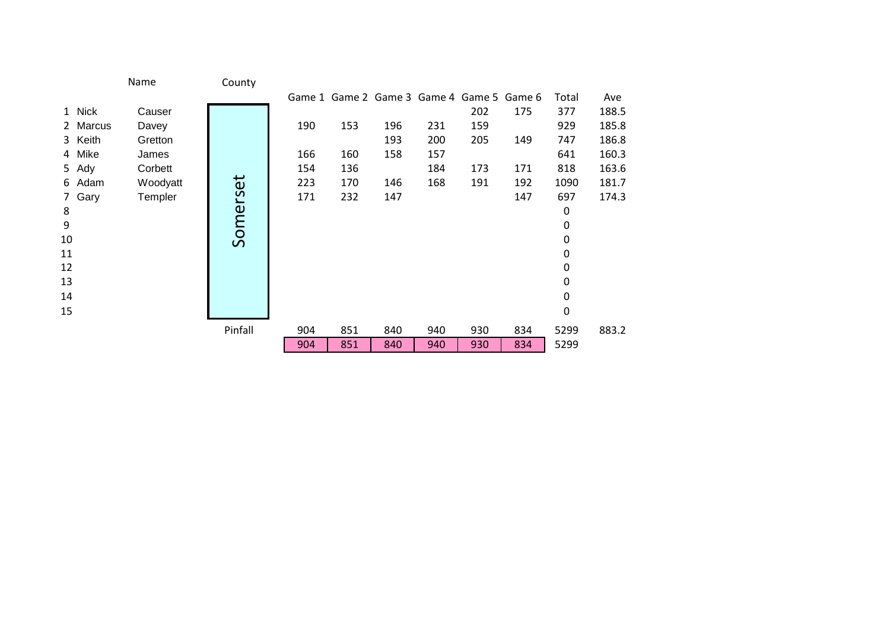| # | Name | | County | Game 1 | Game 2 | Game 3 | Game 4 | Game 5 | Game 6 | Total | Ave |
|---|---|---|---|---|---|---|---|---|---|---|---|
| 1 | Nick | Causer | Somerset | | | | | 202 | 175 | 377 | 188.5 |
| 2 | Marcus | Davey | | 190 | 153 | 196 | 231 | 159 | | 929 | 185.8 |
| 3 | Keith | Gretton | | | | 193 | 200 | 205 | 149 | 747 | 186.8 |
| 4 | Mike | James | | 166 | 160 | 158 | 157 | | | 641 | 160.3 |
| 5 | Ady | Corbett | | 154 | 136 | | 184 | 173 | 171 | 818 | 163.6 |
| 6 | Adam | Woodyatt | | 223 | 170 | 146 | 168 | 191 | 192 | 1090 | 181.7 |
| 7 | Gary | Templer | | 171 | 232 | 147 | | | 147 | 697 | 174.3 |
| 8 | | | | | | | | | | 0 | |
| 9 | | | | | | | | | | 0 | |
| 10 | | | | | | | | | | 0 | |
| 11 | | | | | | | | | | 0 | |
| 12 | | | | | | | | | | 0 | |
| 13 | | | | | | | | | | 0 | |
| 14 | | | | | | | | | | 0 | |
| 15 | | | | | | | | | | 0 | |
| | | | Pinfall | 904 | 851 | 840 | 940 | 930 | 834 | 5299 | 883.2 |
| | | | | 904 | 851 | 840 | 940 | 930 | 834 | 5299 | |